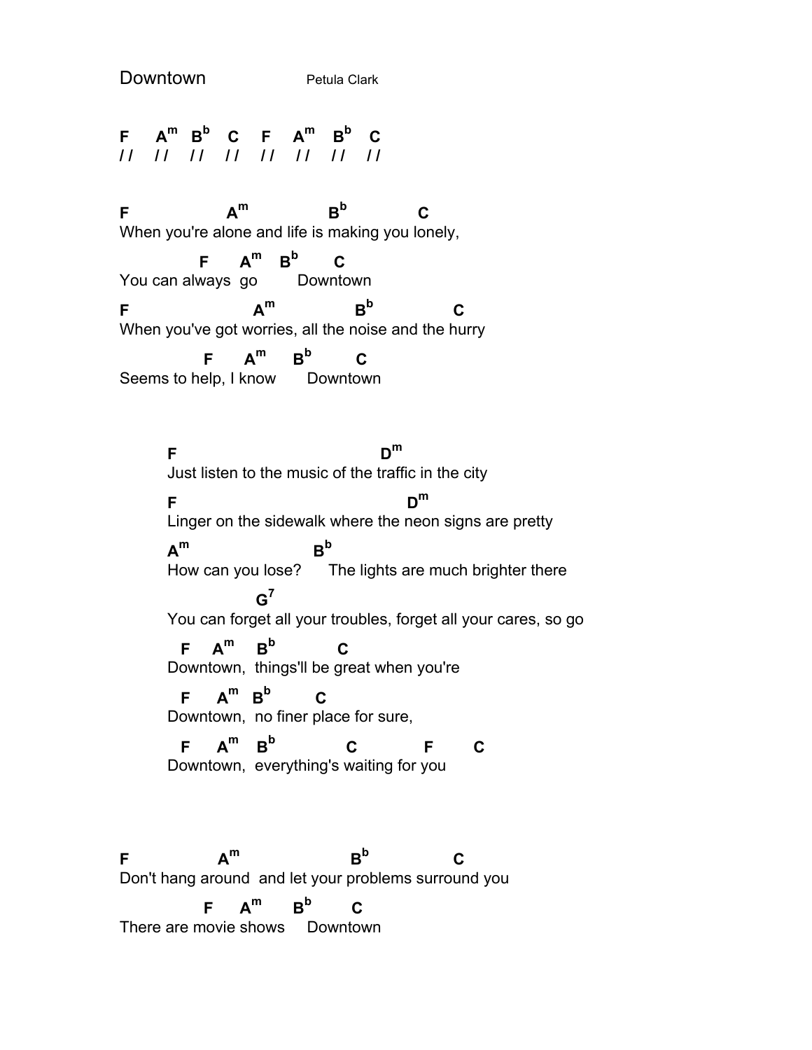# Downtown

Petula Clark

```
F    Am   Bb   C    F    Am   Bb   C
//   //   //   //   //   //   //   //


F                 Am                 Bb              C
When you're alone and life is making you lonely,

             F     Am   Bb       C
You can always  go        Downtown

F                     Am                Bb                C
When you've got worries, all the noise and the hurry

              F     Am     Bb        C
Seems to help, I know       Downtown



        F                                        Dm
        Just listen to the music of the traffic in the city

        F                                              Dm
        Linger on the sidewalk where the neon signs are pretty

        Am                        Bb
        How can you lose?      The lights are much brighter there

                        G7
        You can forget all your troubles, forget all your cares, so go

           F    Am     Bb           C
        Downtown,  things'll be great when you're

           F     Am   Bb        C
        Downtown,  no finer place for sure,

           F     Am    Bb             C            F       C
        Downtown,  everything's waiting for you



F                Am                      Bb                C
Don't hang around  and let your problems surround you

              F     Am      Bb       C
There are movie shows     Downtown
```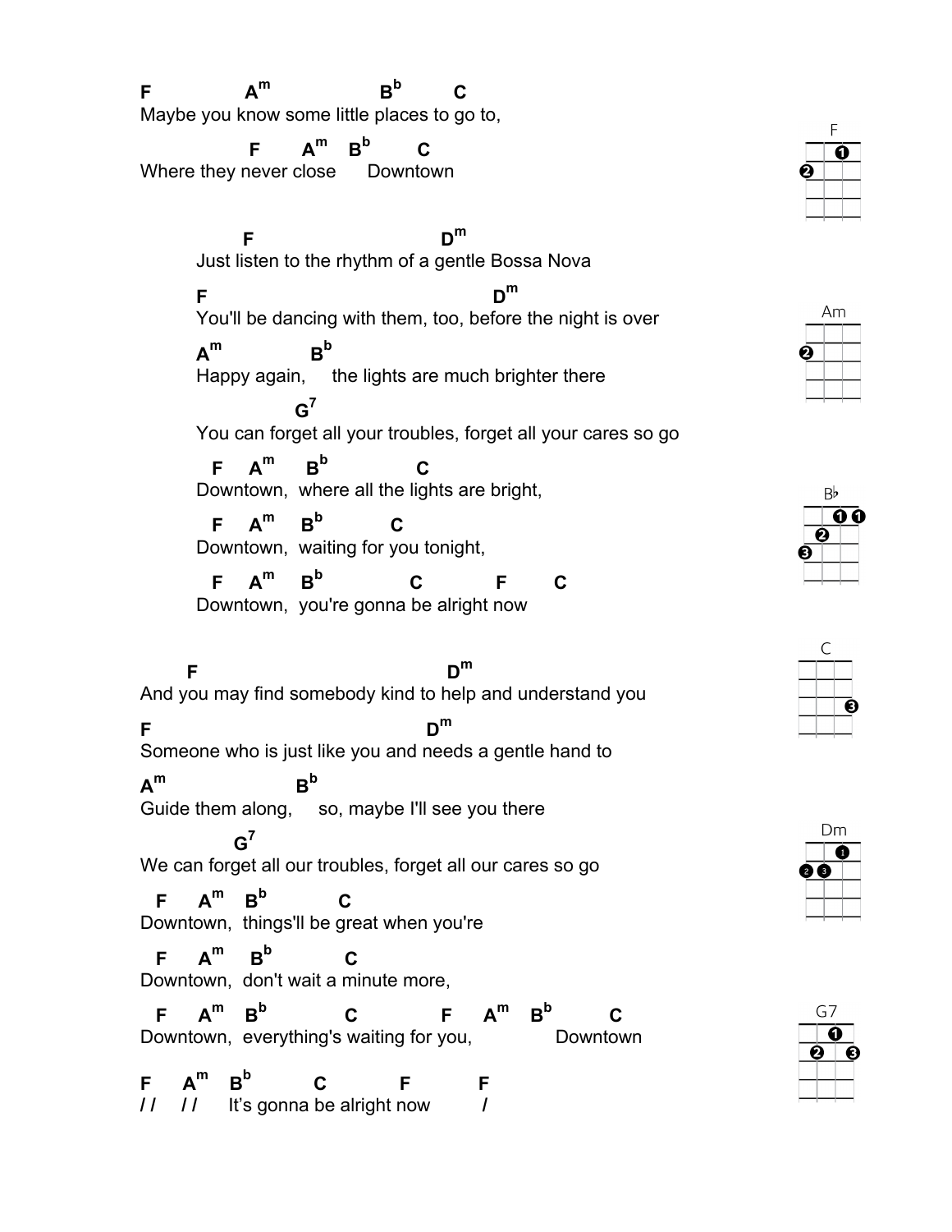```
F               Am                 Bb       C
Maybe you know some little places to go to,

              F      Am   Bb      C
Where they never close      Downtown


      F                             Dm
Just listen to the rhythm of a gentle Bossa Nova

F                                         Dm
You'll be dancing with them, too, before the night is over

Am              Bb
Happy again,     the lights are much brighter there

           G7
You can forget all your troubles, forget all your cares so go

  F    Am    Bb           C
Downtown,  where all the lights are bright,

  F    Am   Bb         C
Downtown,  waiting for you tonight,

  F    Am   Bb           C         F      C
Downtown,  you're gonna be alright now


      F                                Dm
And you may find somebody kind to help and understand you

F                                   Dm
Someone who is just like you and needs a gentle hand to

Am                 Bb
Guide them along,     so, maybe I'll see you there

          G7
We can forget all our troubles, forget all our cares so go

  F    Am   Bb         C
Downtown,  things'll be great when you're

  F    Am   Bb         C
Downtown,  don't wait a minute more,

  F    Am   Bb         C          F    Am   Bb       C
Downtown,  everything's waiting for you,          Downtown

F    Am   Bb        C          F         F
/ /   / /    It's gonna be alright now      /
```

F

Am

B♭

C

Dm

G7